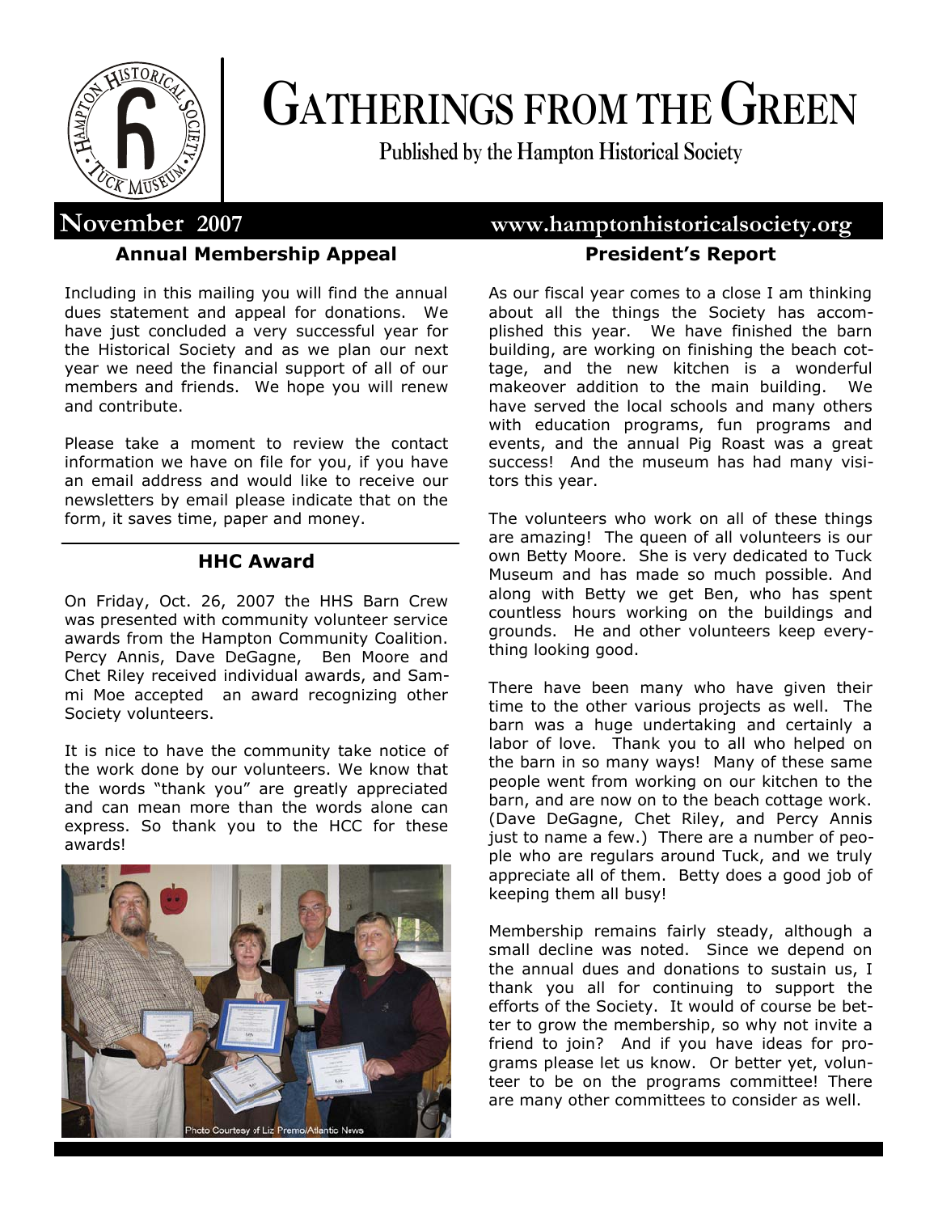# GATHERINGS FROM THE GREEN

Published by the Hampton Historical Society

**November 2007** www.hamptonhistoricalsociety.org

## Annual Membership Appeal

Including in this mailing you will find the annual dues statement and appeal for donations. We have just concluded a very successful year for the Historical Society and as we plan our next year we need the financial support of all of our members and friends. We hope you will renew and contribute.

Please take a moment to review the contact information we have on file for you, if you have an email address and would like to receive our newsletters by email please indicate that on the form, it saves time, paper and money.

## HHC Award

On Friday, Oct. 26, 2007 the HHS Barn Crew was presented with community volunteer service awards from the Hampton Community Coalition. Percy Annis, Dave DeGagne, Ben Moore and Chet Riley received individual awards, and Sammi Moe accepted an award recognizing other Society volunteers.

It is nice to have the community take notice of the work done by our volunteers. We know that the words "thank you" are greatly appreciated and can mean more than the words alone can express. So thank you to the HCC for these awards!

Photo Courtesy of Liz Premo/Atlantic News

## President's Report

As our fiscal year comes to a close I am thinking about all the things the Society has accomplished this year. We have finished the barn building, are working on finishing the beach cottage, and the new kitchen is a wonderful makeover addition to the main building. We have served the local schools and many others with education programs, fun programs and events, and the annual Pig Roast was a great success! And the museum has had many visitors this year.

The volunteers who work on all of these things are amazing! The queen of all volunteers is our own Betty Moore. She is very dedicated to Tuck Museum and has made so much possible. And along with Betty we get Ben, who has spent countless hours working on the buildings and grounds. He and other volunteers keep everything looking good.

There have been many who have given their time to the other various projects as well. The barn was a huge undertaking and certainly a labor of love. Thank you to all who helped on the barn in so many ways! Many of these same people went from working on our kitchen to the barn, and are now on to the beach cottage work. (Dave DeGagne, Chet Riley, and Percy Annis just to name a few.) There are a number of people who are regulars around Tuck, and we truly appreciate all of them. Betty does a good job of keeping them all busy!

Membership remains fairly steady, although a small decline was noted. Since we depend on the annual dues and donations to sustain us, I thank you all for continuing to support the efforts of the Society. It would of course be better to grow the membership, so why not invite a friend to join? And if you have ideas for programs please let us know. Or better yet, volunteer to be on the programs committee! There are many other committees to consider as well.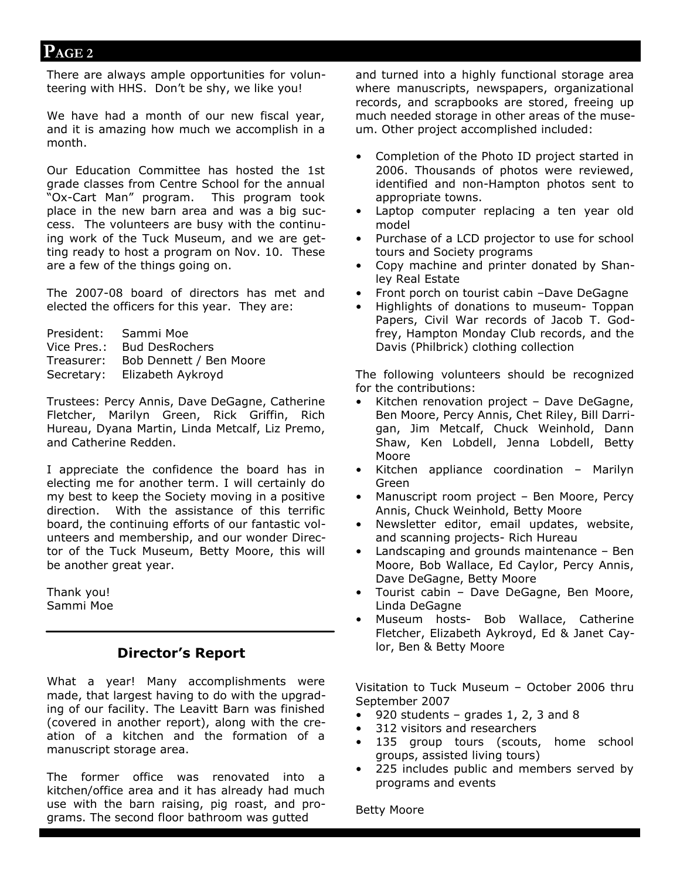There are always ample opportunities for volunteering with HHS. Don't be shy, we like you!

We have had a month of our new fiscal year, and it is amazing how much we accomplish in a month.

Our Education Committee has hosted the 1st grade classes from Centre School for the annual "Ox-Cart Man" program. This program took place in the new barn area and was a big success. The volunteers are busy with the continuing work of the Tuck Museum, and we are getting ready to host a program on Nov. 10. These are a few of the things going on.

The 2007-08 board of directors has met and elected the officers for this year. They are:

President: Sammi Moe
Vice Pres.: Bud DesRochers
Treasurer: Bob Dennett / Ben Moore
Secretary: Elizabeth Aykroyd

Trustees: Percy Annis, Dave DeGagne, Catherine Fletcher, Marilyn Green, Rick Griffin, Rich Hureau, Dyana Martin, Linda Metcalf, Liz Premo, and Catherine Redden.

I appreciate the confidence the board has in electing me for another term. I will certainly do my best to keep the Society moving in a positive direction. With the assistance of this terrific board, the continuing efforts of our fantastic volunteers and membership, and our wonder Director of the Tuck Museum, Betty Moore, this will be another great year.

Thank you!
Sammi Moe

## Director's Report

What a year! Many accomplishments were made, that largest having to do with the upgrading of our facility. The Leavitt Barn was finished (covered in another report), along with the creation of a kitchen and the formation of a manuscript storage area.

The former office was renovated into a kitchen/office area and it has already had much use with the barn raising, pig roast, and programs. The second floor bathroom was gutted and turned into a highly functional storage area where manuscripts, newspapers, organizational records, and scrapbooks are stored, freeing up much needed storage in other areas of the museum. Other project accomplished included:

- Completion of the Photo ID project started in 2006. Thousands of photos were reviewed, identified and non-Hampton photos sent to appropriate towns.
- Laptop computer replacing a ten year old model
- Purchase of a LCD projector to use for school tours and Society programs
- Copy machine and printer donated by Shanley Real Estate
- Front porch on tourist cabin –Dave DeGagne
- Highlights of donations to museum- Toppan Papers, Civil War records of Jacob T. Godfrey, Hampton Monday Club records, and the Davis (Philbrick) clothing collection

The following volunteers should be recognized for the contributions:

- Kitchen renovation project – Dave DeGagne, Ben Moore, Percy Annis, Chet Riley, Bill Darrigan, Jim Metcalf, Chuck Weinhold, Dann Shaw, Ken Lobdell, Jenna Lobdell, Betty Moore
- Kitchen appliance coordination – Marilyn Green
- Manuscript room project – Ben Moore, Percy Annis, Chuck Weinhold, Betty Moore
- Newsletter editor, email updates, website, and scanning projects- Rich Hureau
- Landscaping and grounds maintenance – Ben Moore, Bob Wallace, Ed Caylor, Percy Annis, Dave DeGagne, Betty Moore
- Tourist cabin – Dave DeGagne, Ben Moore, Linda DeGagne
- Museum hosts- Bob Wallace, Catherine Fletcher, Elizabeth Aykroyd, Ed & Janet Caylor, Ben & Betty Moore

Visitation to Tuck Museum – October 2006 thru September 2007

- 920 students – grades 1, 2, 3 and 8
- 312 visitors and researchers
- 135 group tours (scouts, home school groups, assisted living tours)
- 225 includes public and members served by programs and events

Betty Moore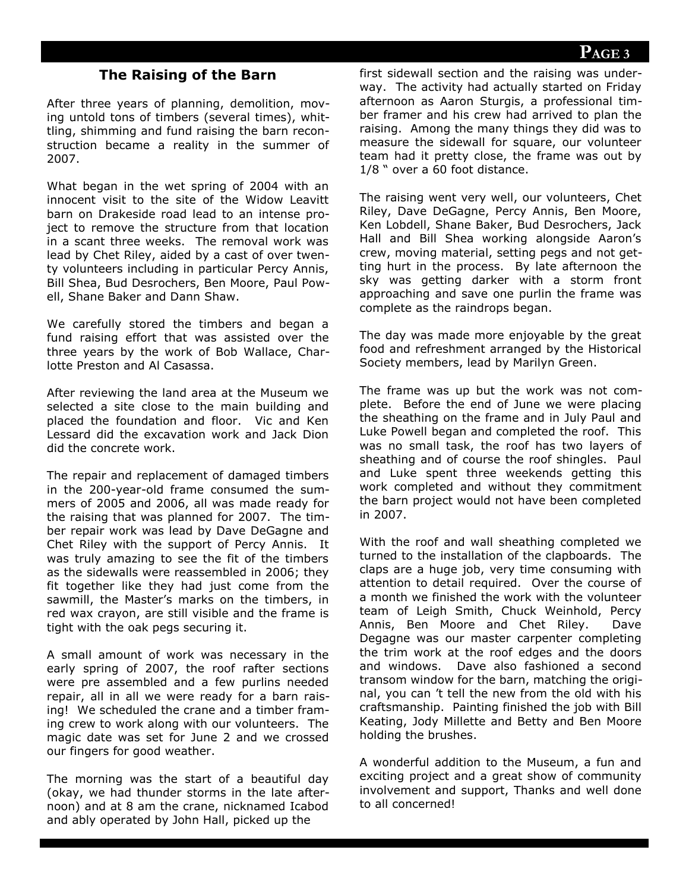## The Raising of the Barn

After three years of planning, demolition, moving untold tons of timbers (several times), whittling, shimming and fund raising the barn reconstruction became a reality in the summer of 2007.

What began in the wet spring of 2004 with an innocent visit to the site of the Widow Leavitt barn on Drakeside road lead to an intense project to remove the structure from that location in a scant three weeks. The removal work was lead by Chet Riley, aided by a cast of over twenty volunteers including in particular Percy Annis, Bill Shea, Bud Desrochers, Ben Moore, Paul Powell, Shane Baker and Dann Shaw.

We carefully stored the timbers and began a fund raising effort that was assisted over the three years by the work of Bob Wallace, Charlotte Preston and Al Casassa.

After reviewing the land area at the Museum we selected a site close to the main building and placed the foundation and floor. Vic and Ken Lessard did the excavation work and Jack Dion did the concrete work.

The repair and replacement of damaged timbers in the 200-year-old frame consumed the summers of 2005 and 2006, all was made ready for the raising that was planned for 2007. The timber repair work was lead by Dave DeGagne and Chet Riley with the support of Percy Annis. It was truly amazing to see the fit of the timbers as the sidewalls were reassembled in 2006; they fit together like they had just come from the sawmill, the Master's marks on the timbers, in red wax crayon, are still visible and the frame is tight with the oak pegs securing it.

A small amount of work was necessary in the early spring of 2007, the roof rafter sections were pre assembled and a few purlins needed repair, all in all we were ready for a barn raising! We scheduled the crane and a timber framing crew to work along with our volunteers. The magic date was set for June 2 and we crossed our fingers for good weather.

The morning was the start of a beautiful day (okay, we had thunder storms in the late afternoon) and at 8 am the crane, nicknamed Icabod and ably operated by John Hall, picked up the first sidewall section and the raising was underway. The activity had actually started on Friday afternoon as Aaron Sturgis, a professional timber framer and his crew had arrived to plan the raising. Among the many things they did was to measure the sidewall for square, our volunteer team had it pretty close, the frame was out by 1/8 " over a 60 foot distance.

The raising went very well, our volunteers, Chet Riley, Dave DeGagne, Percy Annis, Ben Moore, Ken Lobdell, Shane Baker, Bud Desrochers, Jack Hall and Bill Shea working alongside Aaron's crew, moving material, setting pegs and not getting hurt in the process. By late afternoon the sky was getting darker with a storm front approaching and save one purlin the frame was complete as the raindrops began.

The day was made more enjoyable by the great food and refreshment arranged by the Historical Society members, lead by Marilyn Green.

The frame was up but the work was not complete. Before the end of June we were placing the sheathing on the frame and in July Paul and Luke Powell began and completed the roof. This was no small task, the roof has two layers of sheathing and of course the roof shingles. Paul and Luke spent three weekends getting this work completed and without they commitment the barn project would not have been completed in 2007.

With the roof and wall sheathing completed we turned to the installation of the clapboards. The claps are a huge job, very time consuming with attention to detail required. Over the course of a month we finished the work with the volunteer team of Leigh Smith, Chuck Weinhold, Percy Annis, Ben Moore and Chet Riley. Dave Degagne was our master carpenter completing the trim work at the roof edges and the doors and windows. Dave also fashioned a second transom window for the barn, matching the original, you can 't tell the new from the old with his craftsmanship. Painting finished the job with Bill Keating, Jody Millette and Betty and Ben Moore holding the brushes.

A wonderful addition to the Museum, a fun and exciting project and a great show of community involvement and support, Thanks and well done to all concerned!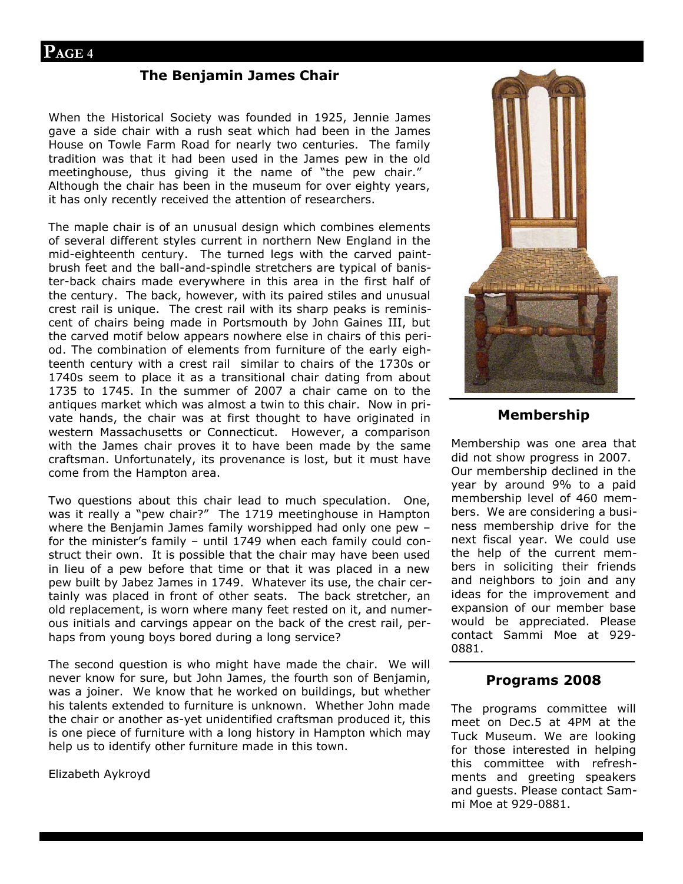## The Benjamin James Chair

When the Historical Society was founded in 1925, Jennie James gave a side chair with a rush seat which had been in the James House on Towle Farm Road for nearly two centuries. The family tradition was that it had been used in the James pew in the old meetinghouse, thus giving it the name of "the pew chair." Although the chair has been in the museum for over eighty years, it has only recently received the attention of researchers.

The maple chair is of an unusual design which combines elements of several different styles current in northern New England in the mid-eighteenth century. The turned legs with the carved paint-brush feet and the ball-and-spindle stretchers are typical of banister-back chairs made everywhere in this area in the first half of the century. The back, however, with its paired stiles and unusual crest rail is unique. The crest rail with its sharp peaks is reminiscent of chairs being made in Portsmouth by John Gaines III, but the carved motif below appears nowhere else in chairs of this period. The combination of elements from furniture of the early eighteenth century with a crest rail similar to chairs of the 1730s or 1740s seem to place it as a transitional chair dating from about 1735 to 1745. In the summer of 2007 a chair came on to the antiques market which was almost a twin to this chair. Now in private hands, the chair was at first thought to have originated in western Massachusetts or Connecticut. However, a comparison with the James chair proves it to have been made by the same craftsman. Unfortunately, its provenance is lost, but it must have come from the Hampton area.

Two questions about this chair lead to much speculation. One, was it really a "pew chair?" The 1719 meetinghouse in Hampton where the Benjamin James family worshipped had only one pew – for the minister's family – until 1749 when each family could construct their own. It is possible that the chair may have been used in lieu of a pew before that time or that it was placed in a new pew built by Jabez James in 1749. Whatever its use, the chair certainly was placed in front of other seats. The back stretcher, an old replacement, is worn where many feet rested on it, and numerous initials and carvings appear on the back of the crest rail, perhaps from young boys bored during a long service?

The second question is who might have made the chair. We will never know for sure, but John James, the fourth son of Benjamin, was a joiner. We know that he worked on buildings, but whether his talents extended to furniture is unknown. Whether John made the chair or another as-yet unidentified craftsman produced it, this is one piece of furniture with a long history in Hampton which may help us to identify other furniture made in this town.

Elizabeth Aykroyd

## Membership

Membership was one area that did not show progress in 2007. Our membership declined in the year by around 9% to a paid membership level of 460 members. We are considering a business membership drive for the next fiscal year. We could use the help of the current members in soliciting their friends and neighbors to join and any ideas for the improvement and expansion of our member base would be appreciated. Please contact Sammi Moe at 929-0881.

## Programs 2008

The programs committee will meet on Dec.5 at 4PM at the Tuck Museum. We are looking for those interested in helping this committee with refreshments and greeting speakers and guests. Please contact Sammi Moe at 929-0881.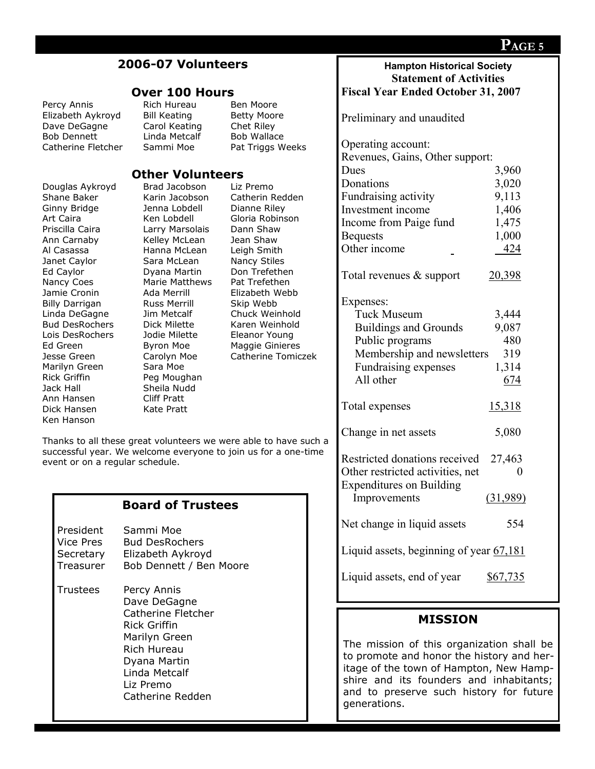## 2006-07 Volunteers

### Over 100 Hours

| | | |
|---|---|---|
| Percy Annis | Rich Hureau | Ben Moore |
| Elizabeth Aykroyd | Bill Keating | Betty Moore |
| Dave DeGagne | Carol Keating | Chet Riley |
| Bob Dennett | Linda Metcalf | Bob Wallace |
| Catherine Fletcher | Sammi Moe | Pat Triggs Weeks |

### Other Volunteers

| | | |
|---|---|---|
| Douglas Aykroyd | Brad Jacobson | Liz Premo |
| Shane Baker | Karin Jacobson | Catherin Redden |
| Ginny Bridge | Jenna Lobdell | Dianne Riley |
| Art Caira | Ken Lobdell | Gloria Robinson |
| Priscilla Caira | Larry Marsolais | Dann Shaw |
| Ann Carnaby | Kelley McLean | Jean Shaw |
| Al Casassa | Hanna McLean | Leigh Smith |
| Janet Caylor | Sara McLean | Nancy Stiles |
| Ed Caylor | Dyana Martin | Don Trefethen |
| Nancy Coes | Marie Matthews | Pat Trefethen |
| Jamie Cronin | Ada Merrill | Elizabeth Webb |
| Billy Darrigan | Russ Merrill | Skip Webb |
| Linda DeGagne | Jim Metcalf | Chuck Weinhold |
| Bud DesRochers | Dick Milette | Karen Weinhold |
| Lois DesRochers | Jodie Milette | Eleanor Young |
| Ed Green | Byron Moe | Maggie Ginieres |
| Jesse Green | Carolyn Moe | Catherine Tomiczek |
| Marilyn Green | Sara Moe | |
| Rick Griffin | Peg Moughan | |
| Jack Hall | Sheila Nudd | |
| Ann Hansen | Cliff Pratt | |
| Dick Hansen | Kate Pratt | |
| Ken Hanson | | |

Thanks to all these great volunteers we were able to have such a successful year. We welcome everyone to join us for a one-time event or on a regular schedule.

## Board of Trustees

| | |
|---|---|
| President | Sammi Moe |
| Vice Pres | Bud DesRochers |
| Secretary | Elizabeth Aykroyd |
| Treasurer | Bob Dennett / Ben Moore |
| Trustees | Percy Annis |
| | Dave DeGagne |
| | Catherine Fletcher |
| | Rick Griffin |
| | Marilyn Green |
| | Rich Hureau |
| | Dyana Martin |
| | Linda Metcalf |
| | Liz Premo |
| | Catherine Redden |

## Hampton Historical Society Statement of Activities

**Fiscal Year Ended October 31, 2007**

Preliminary and unaudited

| Operating account: | |
|---|---|
| **Revenues, Gains, Other support:** | |
| Dues | 3,960 |
| Donations | 3,020 |
| Fundraising activity | 9,113 |
| Investment income | 1,406 |
| Income from Paige fund | 1,475 |
| Bequests | 1,000 |
| Other income | 424 |
| Total revenues & support | 20,398 |
| **Expenses:** | |
| Tuck Museum | 3,444 |
| Buildings and Grounds | 9,087 |
| Public programs | 480 |
| Membership and newsletters | 319 |
| Fundraising expenses | 1,314 |
| All other | 674 |
| Total expenses | 15,318 |
| Change in net assets | 5,080 |
| Restricted donations received | 27,463 |
| Other restricted activities, net | 0 |
| Expenditures on Building Improvements | (31,989) |
| Net change in liquid assets | 554 |
| Liquid assets, beginning of year | 67,181 |
| Liquid assets, end of year | $67,735 |

## MISSION

The mission of this organization shall be to promote and honor the history and heritage of the town of Hampton, New Hampshire and its founders and inhabitants; and to preserve such history for future generations.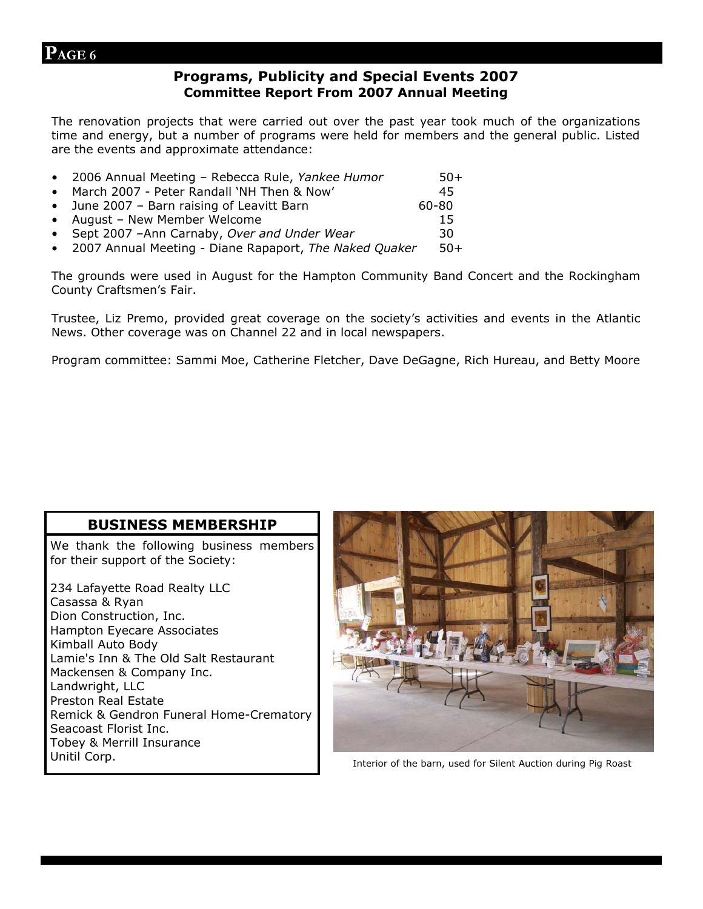## Programs, Publicity and Special Events 2007
### Committee Report From 2007 Annual Meeting

The renovation projects that were carried out over the past year took much of the organizations time and energy, but a number of programs were held for members and the general public. Listed are the events and approximate attendance:

- 2006 Annual Meeting – Rebecca Rule, *Yankee Humor* 50+
- March 2007 - Peter Randall 'NH Then & Now' 45
- June 2007 – Barn raising of Leavitt Barn 60-80
- August – New Member Welcome 15
- Sept 2007 –Ann Carnaby, *Over and Under Wear* 30
- 2007 Annual Meeting - Diane Rapaport, *The Naked Quaker* 50+

The grounds were used in August for the Hampton Community Band Concert and the Rockingham County Craftsmen's Fair.

Trustee, Liz Premo, provided great coverage on the society's activities and events in the Atlantic News. Other coverage was on Channel 22 and in local newspapers.

Program committee: Sammi Moe, Catherine Fletcher, Dave DeGagne, Rich Hureau, and Betty Moore

### BUSINESS MEMBERSHIP

We thank the following business members for their support of the Society:

234 Lafayette Road Realty LLC
Casassa & Ryan
Dion Construction, Inc.
Hampton Eyecare Associates
Kimball Auto Body
Lamie's Inn & The Old Salt Restaurant
Mackensen & Company Inc.
Landwright, LLC
Preston Real Estate
Remick & Gendron Funeral Home-Crematory
Seacoast Florist Inc.
Tobey & Merrill Insurance
Unitil Corp.

Interior of the barn, used for Silent Auction during Pig Roast